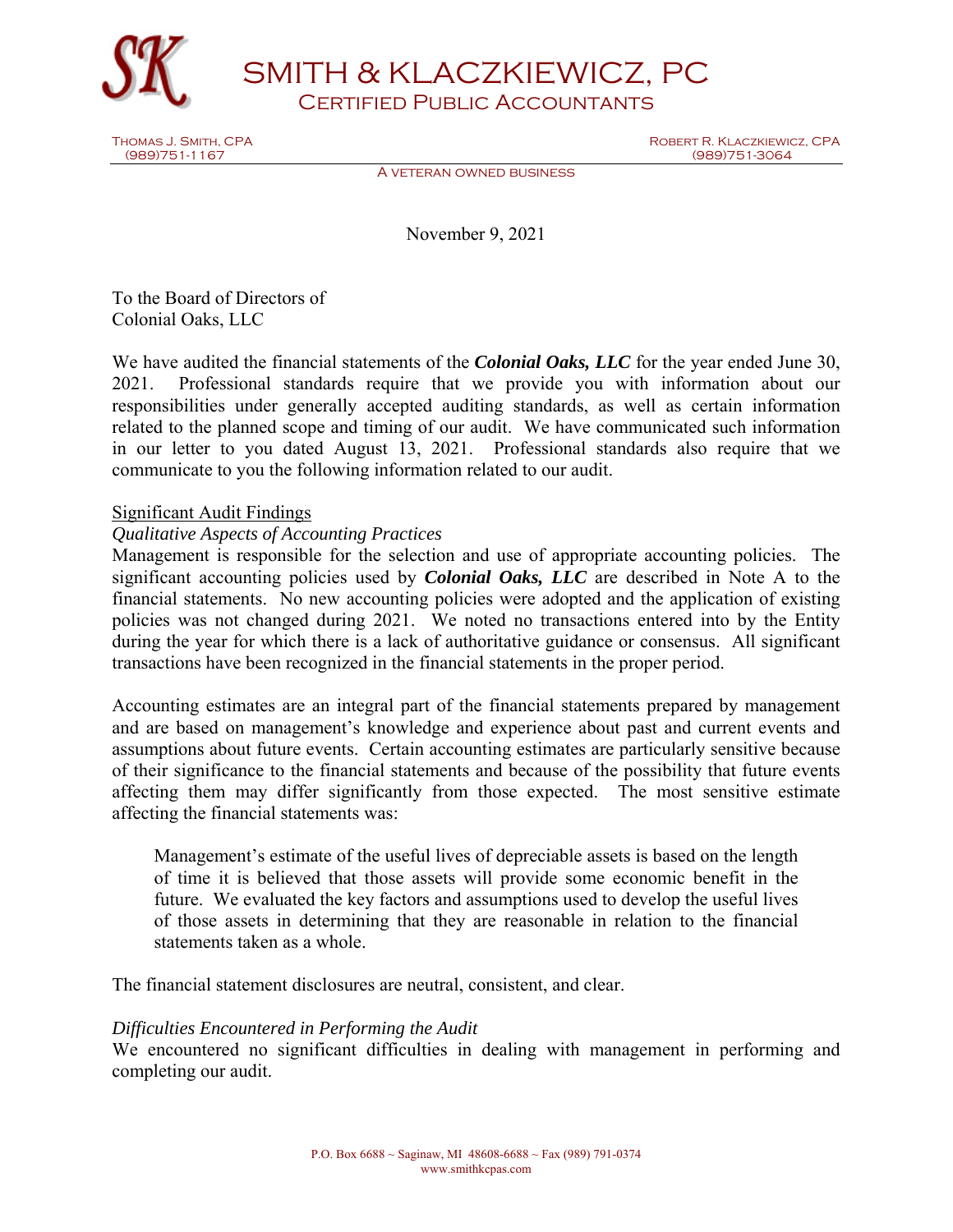# SMITH & KLACZKIEWICZ, PC

## Certified Public Accountants

Thomas J. Smith, CPA
(989)751-1167

Robert R. Klaczkiewicz, CPA
(989)751-3064

A veteran owned business

November 9, 2021

To the Board of Directors of
Colonial Oaks, LLC

We have audited the financial statements of the ***Colonial Oaks, LLC*** for the year ended June 30, 2021. Professional standards require that we provide you with information about our responsibilities under generally accepted auditing standards, as well as certain information related to the planned scope and timing of our audit. We have communicated such information in our letter to you dated August 13, 2021. Professional standards also require that we communicate to you the following information related to our audit.

Significant Audit Findings

*Qualitative Aspects of Accounting Practices*

Management is responsible for the selection and use of appropriate accounting policies. The significant accounting policies used by ***Colonial Oaks, LLC*** are described in Note A to the financial statements. No new accounting policies were adopted and the application of existing policies was not changed during 2021. We noted no transactions entered into by the Entity during the year for which there is a lack of authoritative guidance or consensus. All significant transactions have been recognized in the financial statements in the proper period.

Accounting estimates are an integral part of the financial statements prepared by management and are based on management's knowledge and experience about past and current events and assumptions about future events. Certain accounting estimates are particularly sensitive because of their significance to the financial statements and because of the possibility that future events affecting them may differ significantly from those expected. The most sensitive estimate affecting the financial statements was:

> Management's estimate of the useful lives of depreciable assets is based on the length of time it is believed that those assets will provide some economic benefit in the future. We evaluated the key factors and assumptions used to develop the useful lives of those assets in determining that they are reasonable in relation to the financial statements taken as a whole.

The financial statement disclosures are neutral, consistent, and clear.

*Difficulties Encountered in Performing the Audit*

We encountered no significant difficulties in dealing with management in performing and completing our audit.

P.O. Box 6688 ~ Saginaw, MI 48608-6688 ~ Fax (989) 791-0374
www.smithkcpas.com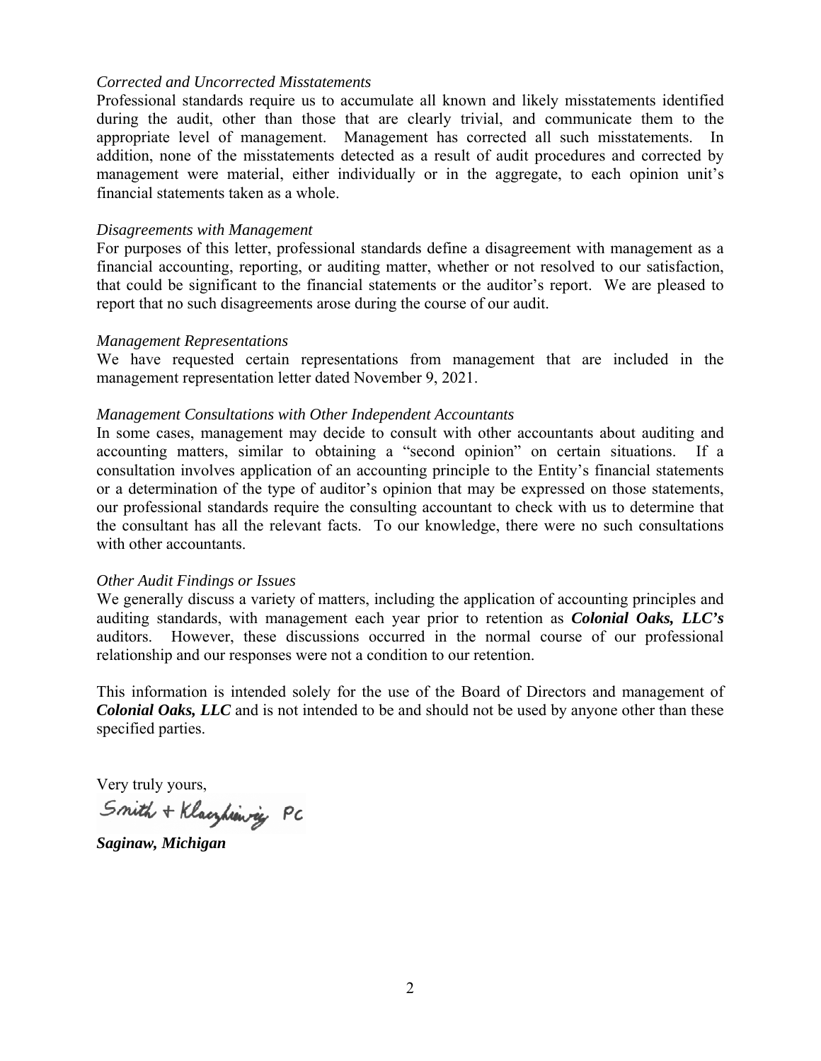*Corrected and Uncorrected Misstatements*

Professional standards require us to accumulate all known and likely misstatements identified during the audit, other than those that are clearly trivial, and communicate them to the appropriate level of management. Management has corrected all such misstatements. In addition, none of the misstatements detected as a result of audit procedures and corrected by management were material, either individually or in the aggregate, to each opinion unit's financial statements taken as a whole.

*Disagreements with Management*

For purposes of this letter, professional standards define a disagreement with management as a financial accounting, reporting, or auditing matter, whether or not resolved to our satisfaction, that could be significant to the financial statements or the auditor's report. We are pleased to report that no such disagreements arose during the course of our audit.

*Management Representations*

We have requested certain representations from management that are included in the management representation letter dated November 9, 2021.

*Management Consultations with Other Independent Accountants*

In some cases, management may decide to consult with other accountants about auditing and accounting matters, similar to obtaining a "second opinion" on certain situations. If a consultation involves application of an accounting principle to the Entity's financial statements or a determination of the type of auditor's opinion that may be expressed on those statements, our professional standards require the consulting accountant to check with us to determine that the consultant has all the relevant facts. To our knowledge, there were no such consultations with other accountants.

*Other Audit Findings or Issues*

We generally discuss a variety of matters, including the application of accounting principles and auditing standards, with management each year prior to retention as ***Colonial Oaks, LLC's*** auditors. However, these discussions occurred in the normal course of our professional relationship and our responses were not a condition to our retention.

This information is intended solely for the use of the Board of Directors and management of ***Colonial Oaks, LLC*** and is not intended to be and should not be used by anyone other than these specified parties.

Very truly yours,

Smith + Klaczkiewicz PC

***Saginaw, Michigan***